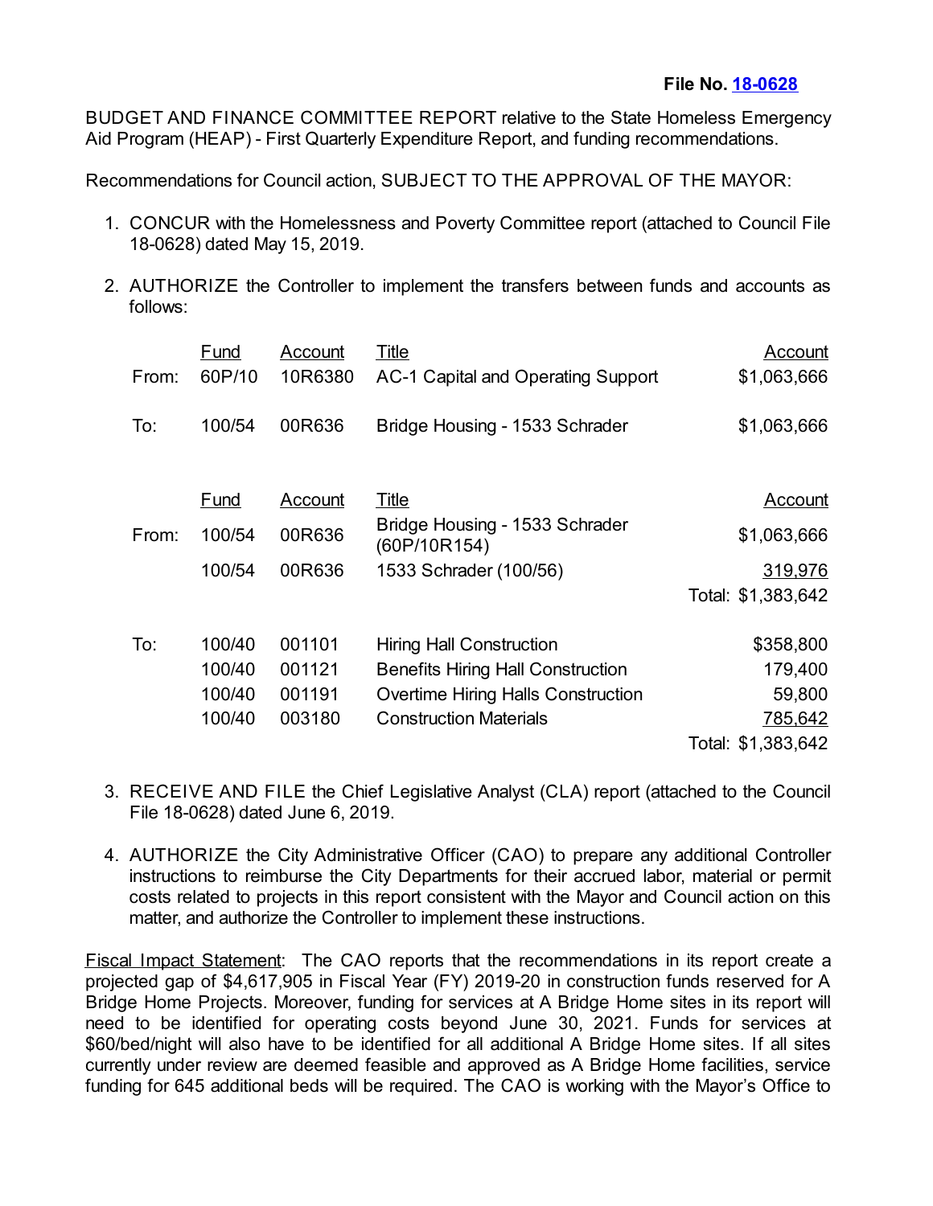**File No. [18-0628]**

BUDGET AND FINANCE COMMITTEE REPORT relative to the State Homeless Emergency Aid Program (HEAP) - First Quarterly Expenditure Report, and funding recommendations.

Recommendations for Council action, SUBJECT TO THE APPROVAL OF THE MAYOR:

1. CONCUR with the Homelessness and Poverty Committee report (attached to Council File 18-0628) dated May 15, 2019.

2. AUTHORIZE the Controller to implement the transfers between funds and accounts as follows:

| | Fund | Account | Title | Account |
|---|---|---|---|---|
| From: | 60P/10 | 10R6380 | AC-1 Capital and Operating Support | $1,063,666 |
| To: | 100/54 | 00R636 | Bridge Housing - 1533 Schrader | $1,063,666 |

| | Fund | Account | Title | Account |
|---|---|---|---|---|
| From: | 100/54 | 00R636 | Bridge Housing - 1533 Schrader (60P/10R154) | $1,063,666 |
| | 100/54 | 00R636 | 1533 Schrader (100/56) | 319,976 |
| | | | | Total: $1,383,642 |
| To: | 100/40 | 001101 | Hiring Hall Construction | $358,800 |
| | 100/40 | 001121 | Benefits Hiring Hall Construction | 179,400 |
| | 100/40 | 001191 | Overtime Hiring Halls Construction | 59,800 |
| | 100/40 | 003180 | Construction Materials | 785,642 |
| | | | | Total: $1,383,642 |

3. RECEIVE AND FILE the Chief Legislative Analyst (CLA) report (attached to the Council File 18-0628) dated June 6, 2019.

4. AUTHORIZE the City Administrative Officer (CAO) to prepare any additional Controller instructions to reimburse the City Departments for their accrued labor, material or permit costs related to projects in this report consistent with the Mayor and Council action on this matter, and authorize the Controller to implement these instructions.

<u>Fiscal Impact Statement</u>: The CAO reports that the recommendations in its report create a projected gap of $4,617,905 in Fiscal Year (FY) 2019-20 in construction funds reserved for A Bridge Home Projects. Moreover, funding for services at A Bridge Home sites in its report will need to be identified for operating costs beyond June 30, 2021. Funds for services at $60/bed/night will also have to be identified for all additional A Bridge Home sites. If all sites currently under review are deemed feasible and approved as A Bridge Home facilities, service funding for 645 additional beds will be required. The CAO is working with the Mayor's Office to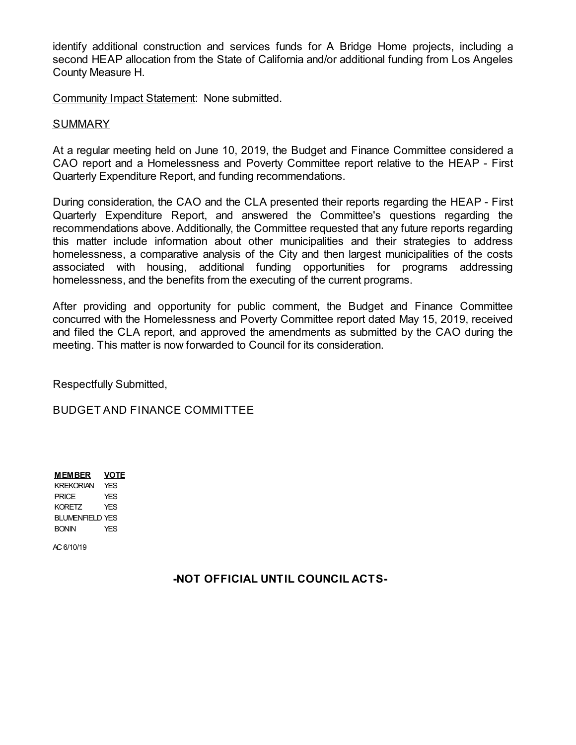identify additional construction and services funds for A Bridge Home projects, including a second HEAP allocation from the State of California and/or additional funding from Los Angeles County Measure H.

Community Impact Statement: None submitted.

SUMMARY

At a regular meeting held on June 10, 2019, the Budget and Finance Committee considered a CAO report and a Homelessness and Poverty Committee report relative to the HEAP - First Quarterly Expenditure Report, and funding recommendations.

During consideration, the CAO and the CLA presented their reports regarding the HEAP - First Quarterly Expenditure Report, and answered the Committee's questions regarding the recommendations above. Additionally, the Committee requested that any future reports regarding this matter include information about other municipalities and their strategies to address homelessness, a comparative analysis of the City and then largest municipalities of the costs associated with housing, additional funding opportunities for programs addressing homelessness, and the benefits from the executing of the current programs.

After providing and opportunity for public comment, the Budget and Finance Committee concurred with the Homelessness and Poverty Committee report dated May 15, 2019, received and filed the CLA report, and approved the amendments as submitted by the CAO during the meeting. This matter is now forwarded to Council for its consideration.

Respectfully Submitted,

BUDGET AND FINANCE COMMITTEE

| MEMBER | VOTE |
|---|---|
| KREKORIAN | YES |
| PRICE | YES |
| KORETZ | YES |
| BLUMENFIELD | YES |
| BONIN | YES |

AC 6/10/19

**-NOT OFFICIAL UNTIL COUNCIL ACTS-**